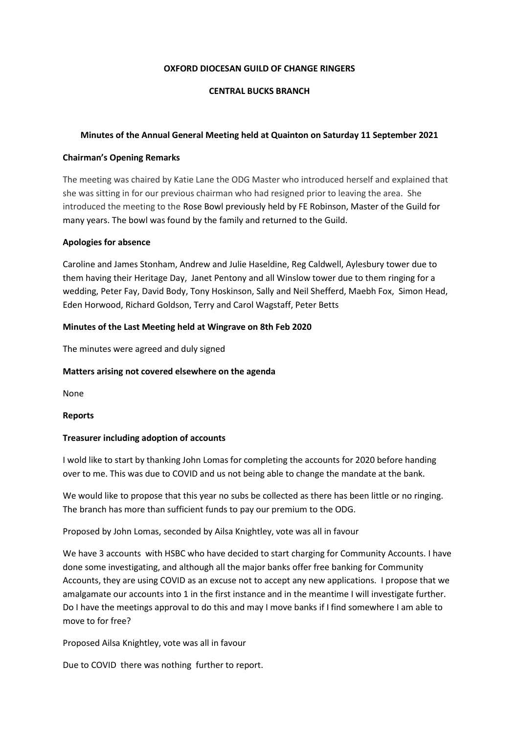**OXFORD DIOCESAN GUILD OF CHANGE RINGERS**

**CENTRAL BUCKS BRANCH**

**Minutes of the Annual General Meeting held at Quainton on Saturday 11 September 2021**

**Chairman's Opening Remarks**

The meeting was chaired by Katie Lane the ODG Master who introduced herself and explained that she was sitting in for our previous chairman who had resigned prior to leaving the area. She introduced the meeting to the Rose Bowl previously held by FE Robinson, Master of the Guild for many years. The bowl was found by the family and returned to the Guild.

**Apologies for absence**

Caroline and James Stonham, Andrew and Julie Haseldine, Reg Caldwell, Aylesbury tower due to them having their Heritage Day, Janet Pentony and all Winslow tower due to them ringing for a wedding, Peter Fay, David Body, Tony Hoskinson, Sally and Neil Shefferd, Maebh Fox, Simon Head, Eden Horwood, Richard Goldson, Terry and Carol Wagstaff, Peter Betts

**Minutes of the Last Meeting held at Wingrave on 8th Feb 2020**

The minutes were agreed and duly signed

**Matters arising not covered elsewhere on the agenda**

None

**Reports**

**Treasurer including adoption of accounts**

I wold like to start by thanking John Lomas for completing the accounts for 2020 before handing over to me. This was due to COVID and us not being able to change the mandate at the bank.

We would like to propose that this year no subs be collected as there has been little or no ringing. The branch has more than sufficient funds to pay our premium to the ODG.

Proposed by John Lomas, seconded by Ailsa Knightley, vote was all in favour

We have 3 accounts with HSBC who have decided to start charging for Community Accounts. I have done some investigating, and although all the major banks offer free banking for Community Accounts, they are using COVID as an excuse not to accept any new applications. I propose that we amalgamate our accounts into 1 in the first instance and in the meantime I will investigate further. Do I have the meetings approval to do this and may I move banks if I find somewhere I am able to move to for free?

Proposed Ailsa Knightley, vote was all in favour

Due to COVID there was nothing further to report.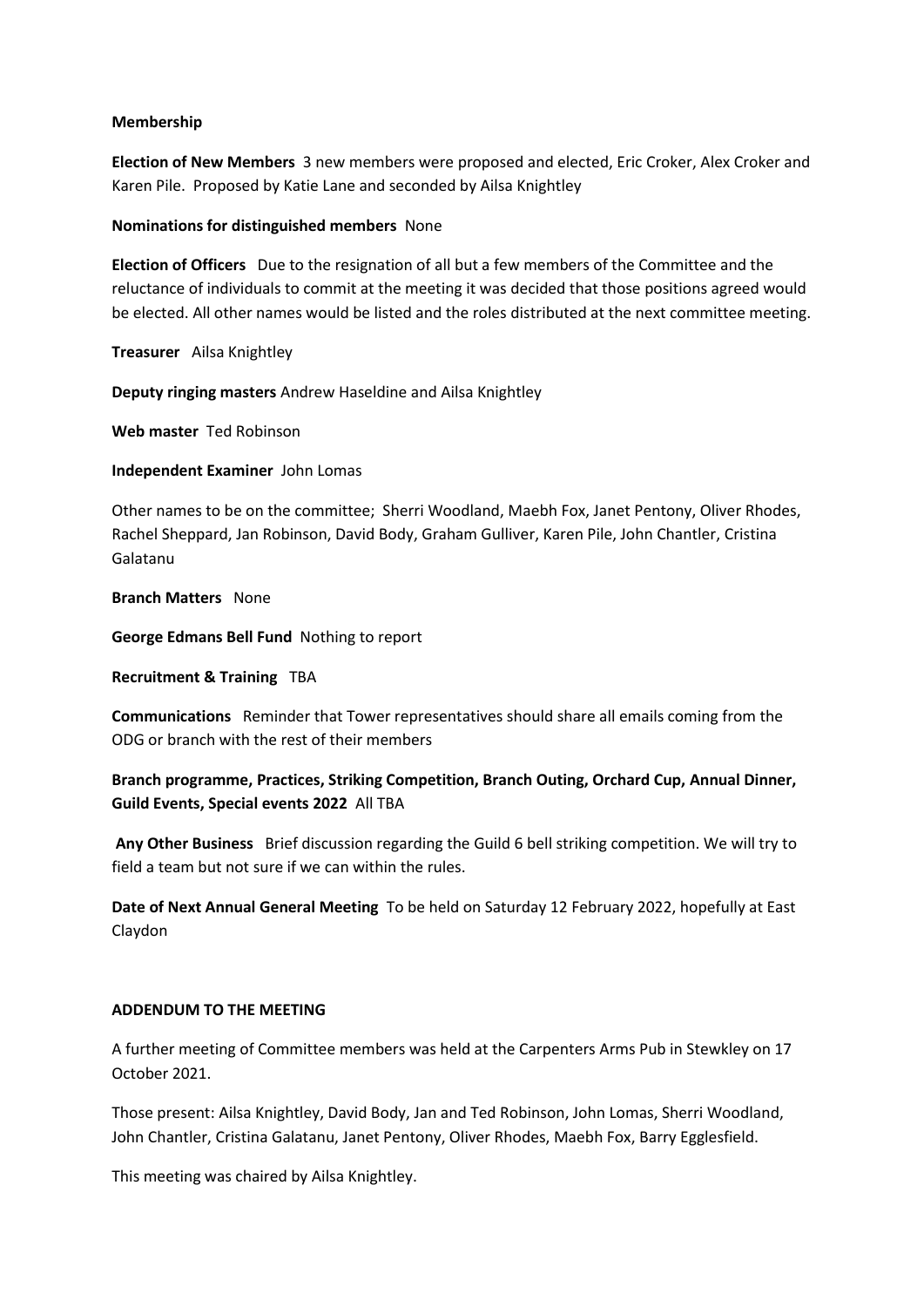**Membership**

**Election of New Members** 3 new members were proposed and elected, Eric Croker, Alex Croker and Karen Pile. Proposed by Katie Lane and seconded by Ailsa Knightley

**Nominations for distinguished members** None

**Election of Officers** Due to the resignation of all but a few members of the Committee and the reluctance of individuals to commit at the meeting it was decided that those positions agreed would be elected. All other names would be listed and the roles distributed at the next committee meeting.

**Treasurer** Ailsa Knightley

**Deputy ringing masters** Andrew Haseldine and Ailsa Knightley

**Web master** Ted Robinson

**Independent Examiner** John Lomas

Other names to be on the committee; Sherri Woodland, Maebh Fox, Janet Pentony, Oliver Rhodes, Rachel Sheppard, Jan Robinson, David Body, Graham Gulliver, Karen Pile, John Chantler, Cristina Galatanu

**Branch Matters** None

**George Edmans Bell Fund** Nothing to report

**Recruitment & Training** TBA

**Communications** Reminder that Tower representatives should share all emails coming from the ODG or branch with the rest of their members

**Branch programme, Practices, Striking Competition, Branch Outing, Orchard Cup, Annual Dinner, Guild Events, Special events 2022** All TBA

**Any Other Business** Brief discussion regarding the Guild 6 bell striking competition. We will try to field a team but not sure if we can within the rules.

**Date of Next Annual General Meeting** To be held on Saturday 12 February 2022, hopefully at East Claydon

**ADDENDUM TO THE MEETING**

A further meeting of Committee members was held at the Carpenters Arms Pub in Stewkley on 17 October 2021.

Those present: Ailsa Knightley, David Body, Jan and Ted Robinson, John Lomas, Sherri Woodland, John Chantler, Cristina Galatanu, Janet Pentony, Oliver Rhodes, Maebh Fox, Barry Egglesfield.

This meeting was chaired by Ailsa Knightley.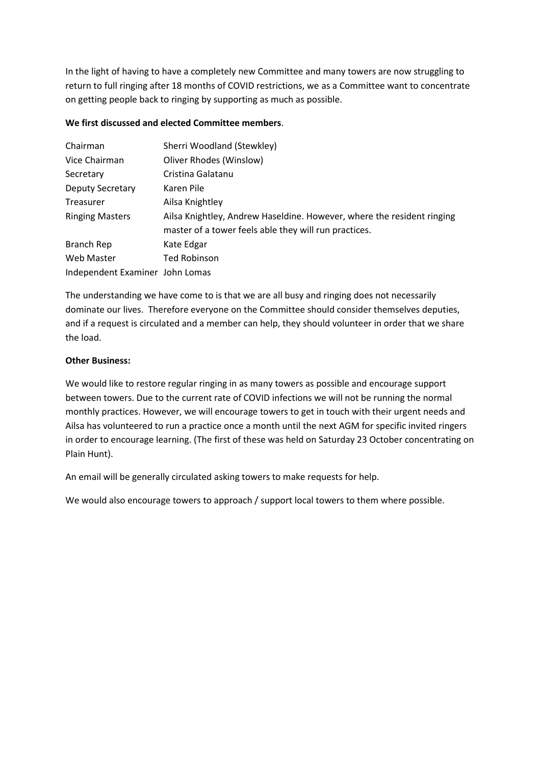In the light of having to have a completely new Committee and many towers are now struggling to return to full ringing after 18 months of COVID restrictions, we as a Committee want to concentrate on getting people back to ringing by supporting as much as possible.

**We first discussed and elected Committee members**.

| | |
|---|---|
| Chairman | Sherri Woodland (Stewkley) |
| Vice Chairman | Oliver Rhodes (Winslow) |
| Secretary | Cristina Galatanu |
| Deputy Secretary | Karen Pile |
| Treasurer | Ailsa Knightley |
| Ringing Masters | Ailsa Knightley, Andrew Haseldine. However, where the resident ringing master of a tower feels able they will run practices. |
| Branch Rep | Kate Edgar |
| Web Master | Ted Robinson |
| Independent Examiner | John Lomas |

The understanding we have come to is that we are all busy and ringing does not necessarily dominate our lives. Therefore everyone on the Committee should consider themselves deputies, and if a request is circulated and a member can help, they should volunteer in order that we share the load.

**Other Business:**

We would like to restore regular ringing in as many towers as possible and encourage support between towers. Due to the current rate of COVID infections we will not be running the normal monthly practices. However, we will encourage towers to get in touch with their urgent needs and Ailsa has volunteered to run a practice once a month until the next AGM for specific invited ringers in order to encourage learning. (The first of these was held on Saturday 23 October concentrating on Plain Hunt).

An email will be generally circulated asking towers to make requests for help.

We would also encourage towers to approach / support local towers to them where possible.